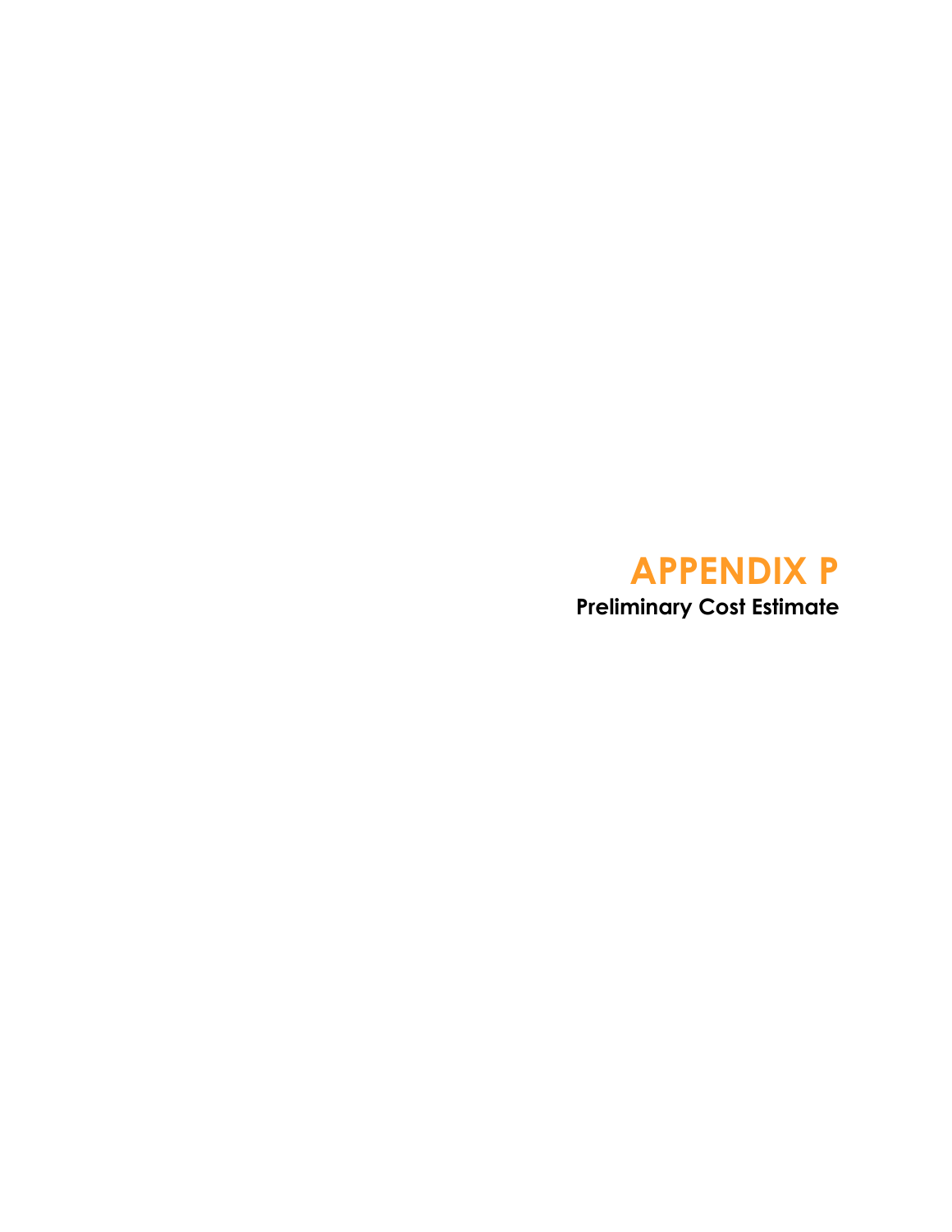# APPENDIX P

## Preliminary Cost Estimate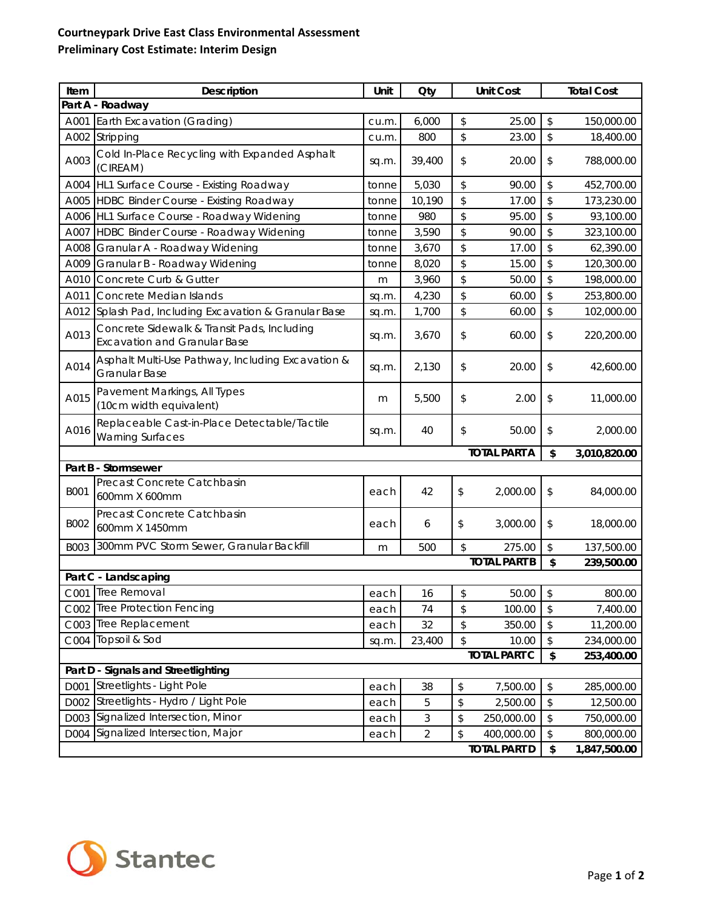**Courtneypark Drive East Class Environmental Assessment**
**Preliminary Cost Estimate: Interim Design**

| Item | Description | Unit | Qty | Unit Cost | Total Cost |
|---|---|---|---|---|---|
| **Part A - Roadway** | | | | | |
| A001 | Earth Excavation (Grading) | cu.m. | 6,000 | $ 25.00 | $ 150,000.00 |
| A002 | Stripping | cu.m. | 800 | $ 23.00 | $ 18,400.00 |
| A003 | Cold In-Place Recycling with Expanded Asphalt (CIREAM) | sq.m. | 39,400 | $ 20.00 | $ 788,000.00 |
| A004 | HL1 Surface Course - Existing Roadway | tonne | 5,030 | $ 90.00 | $ 452,700.00 |
| A005 | HDBC Binder Course - Existing Roadway | tonne | 10,190 | $ 17.00 | $ 173,230.00 |
| A006 | HL1 Surface Course - Roadway Widening | tonne | 980 | $ 95.00 | $ 93,100.00 |
| A007 | HDBC Binder Course - Roadway Widening | tonne | 3,590 | $ 90.00 | $ 323,100.00 |
| A008 | Granular A - Roadway Widening | tonne | 3,670 | $ 17.00 | $ 62,390.00 |
| A009 | Granular B - Roadway Widening | tonne | 8,020 | $ 15.00 | $ 120,300.00 |
| A010 | Concrete Curb & Gutter | m | 3,960 | $ 50.00 | $ 198,000.00 |
| A011 | Concrete Median Islands | sq.m. | 4,230 | $ 60.00 | $ 253,800.00 |
| A012 | Splash Pad, Including Excavation & Granular Base | sq.m. | 1,700 | $ 60.00 | $ 102,000.00 |
| A013 | Concrete Sidewalk & Transit Pads, Including Excavation and Granular Base | sq.m. | 3,670 | $ 60.00 | $ 220,200.00 |
| A014 | Asphalt Multi-Use Pathway, Including Excavation & Granular Base | sq.m. | 2,130 | $ 20.00 | $ 42,600.00 |
| A015 | Pavement Markings, All Types (10cm width equivalent) | m | 5,500 | $ 2.00 | $ 11,000.00 |
| A016 | Replaceable Cast-in-Place Detectable/Tactile Warning Surfaces | sq.m. | 40 | $ 50.00 | $ 2,000.00 |
| | | | | **TOTAL PART A** | **$ 3,010,820.00** |
| **Part B - Stormsewer** | | | | | |
| B001 | Precast Concrete Catchbasin 600mm X 600mm | each | 42 | $ 2,000.00 | $ 84,000.00 |
| B002 | Precast Concrete Catchbasin 600mm X 1450mm | each | 6 | $ 3,000.00 | $ 18,000.00 |
| B003 | 300mm PVC Storm Sewer, Granular Backfill | m | 500 | $ 275.00 | $ 137,500.00 |
| | | | | **TOTAL PART B** | **$ 239,500.00** |
| **Part C - Landscaping** | | | | | |
| C001 | Tree Removal | each | 16 | $ 50.00 | $ 800.00 |
| C002 | Tree Protection Fencing | each | 74 | $ 100.00 | $ 7,400.00 |
| C003 | Tree Replacement | each | 32 | $ 350.00 | $ 11,200.00 |
| C004 | Topsoil & Sod | sq.m. | 23,400 | $ 10.00 | $ 234,000.00 |
| | | | | **TOTAL PART C** | **$ 253,400.00** |
| **Part D - Signals and Streetlighting** | | | | | |
| D001 | Streetlights - Light Pole | each | 38 | $ 7,500.00 | $ 285,000.00 |
| D002 | Streetlights - Hydro / Light Pole | each | 5 | $ 2,500.00 | $ 12,500.00 |
| D003 | Signalized Intersection, Minor | each | 3 | $ 250,000.00 | $ 750,000.00 |
| D004 | Signalized Intersection, Major | each | 2 | $ 400,000.00 | $ 800,000.00 |
| | | | | **TOTAL PART D** | **$ 1,847,500.00** |

Stantec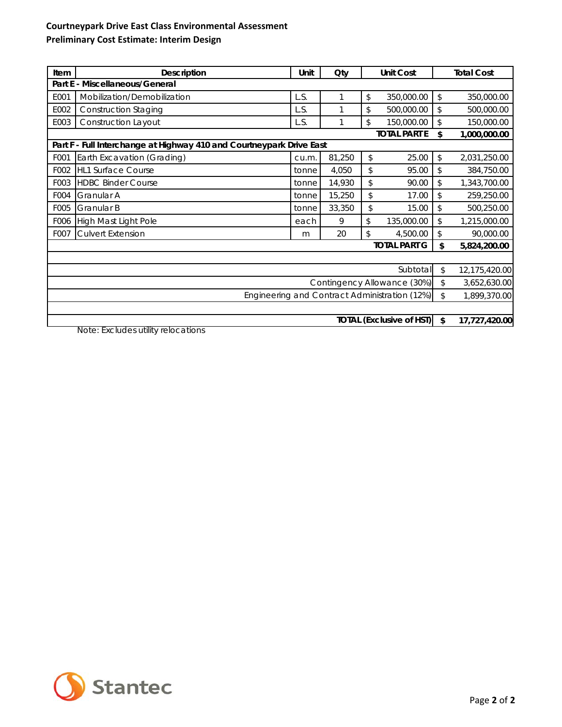**Courtneypark Drive East Class Environmental Assessment**
**Preliminary Cost Estimate: Interim Design**

| Item | Description | Unit | Qty | Unit Cost | Total Cost |
|---|---|---|---|---|---|
| **Part E - Miscellaneous/General** | | | | | |
| E001 | Mobilization/Demobilization | L.S. | 1 | $ 350,000.00 | $ 350,000.00 |
| E002 | Construction Staging | L.S. | 1 | $ 500,000.00 | $ 500,000.00 |
| E003 | Construction Layout | L.S. | 1 | $ 150,000.00 | $ 150,000.00 |
| | | | | **TOTAL PART E** | **$ 1,000,000.00** |
| **Part F - Full Interchange at Highway 410 and Courtneypark Drive East** | | | | | |
| F001 | Earth Excavation (Grading) | cu.m. | 81,250 | $ 25.00 | $ 2,031,250.00 |
| F002 | HL1 Surface Course | tonne | 4,050 | $ 95.00 | $ 384,750.00 |
| F003 | HDBC Binder Course | tonne | 14,930 | $ 90.00 | $ 1,343,700.00 |
| F004 | Granular A | tonne | 15,250 | $ 17.00 | $ 259,250.00 |
| F005 | Granular B | tonne | 33,350 | $ 15.00 | $ 500,250.00 |
| F006 | High Mast Light Pole | each | 9 | $ 135,000.00 | $ 1,215,000.00 |
| F007 | Culvert Extension | m | 20 | $ 4,500.00 | $ 90,000.00 |
| | | | | **TOTAL PART G** | **$ 5,824,200.00** |
| | | | | | |
| | | | | Subtotal | $ 12,175,420.00 |
| | | | | Contingency Allowance (30%) | $ 3,652,630.00 |
| | | | | Engineering and Contract Administration (12%) | $ 1,899,370.00 |
| | | | | | |
| | | | | **TOTAL (Exclusive of HST)** | **$ 17,727,420.00** |

Note: Excludes utility relocations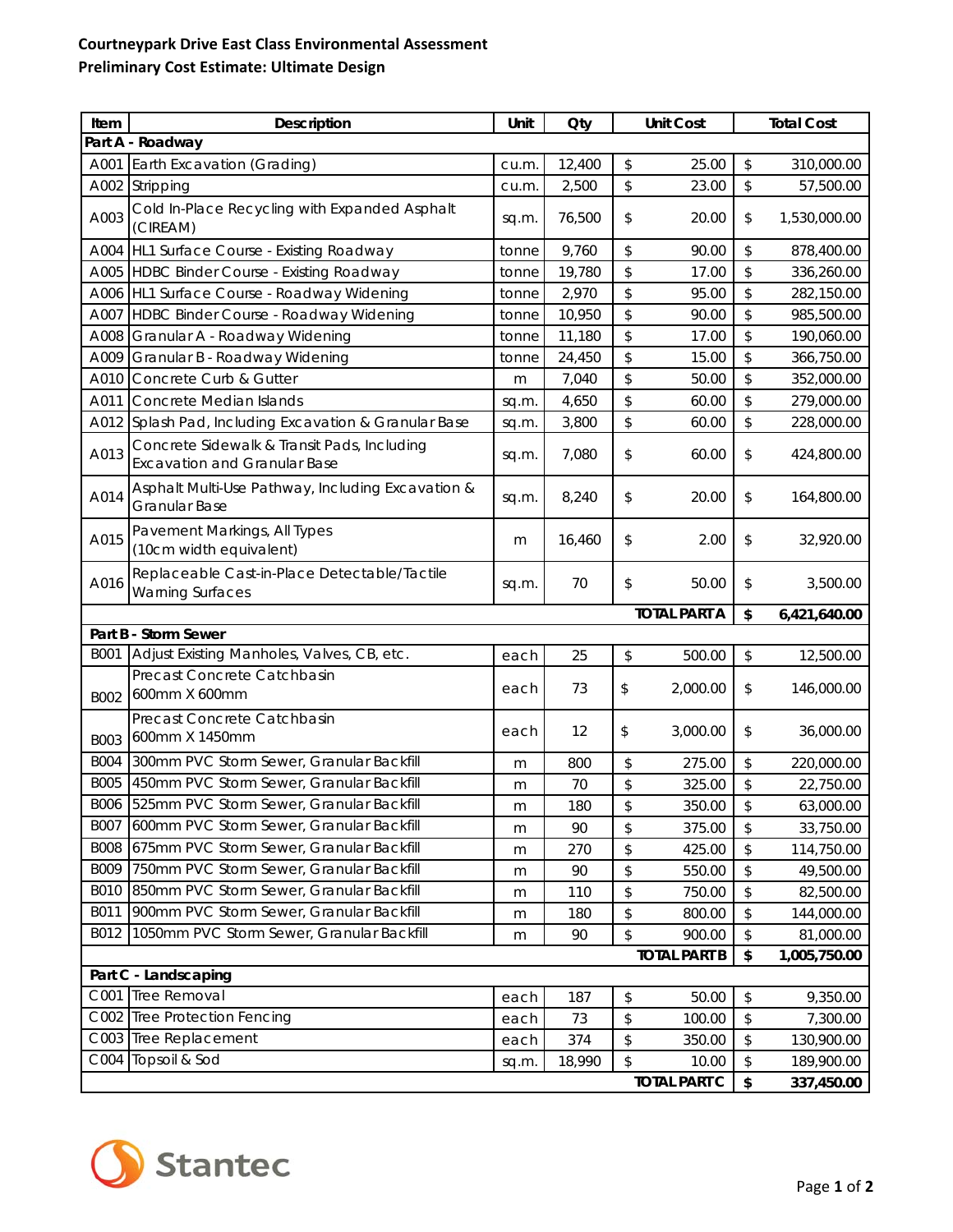**Courtneypark Drive East Class Environmental Assessment**
**Preliminary Cost Estimate: Ultimate Design**

| Item | Description | Unit | Qty | Unit Cost | Total Cost |
|---|---|---|---|---|---|
| **Part A - Roadway** | | | | | |
| A001 | Earth Excavation (Grading) | cu.m. | 12,400 | $ 25.00 | $ 310,000.00 |
| A002 | Stripping | cu.m. | 2,500 | $ 23.00 | $ 57,500.00 |
| A003 | Cold In-Place Recycling with Expanded Asphalt (CIREAM) | sq.m. | 76,500 | $ 20.00 | $ 1,530,000.00 |
| A004 | HL1 Surface Course - Existing Roadway | tonne | 9,760 | $ 90.00 | $ 878,400.00 |
| A005 | HDBC Binder Course - Existing Roadway | tonne | 19,780 | $ 17.00 | $ 336,260.00 |
| A006 | HL1 Surface Course - Roadway Widening | tonne | 2,970 | $ 95.00 | $ 282,150.00 |
| A007 | HDBC Binder Course - Roadway Widening | tonne | 10,950 | $ 90.00 | $ 985,500.00 |
| A008 | Granular A - Roadway Widening | tonne | 11,180 | $ 17.00 | $ 190,060.00 |
| A009 | Granular B - Roadway Widening | tonne | 24,450 | $ 15.00 | $ 366,750.00 |
| A010 | Concrete Curb & Gutter | m | 7,040 | $ 50.00 | $ 352,000.00 |
| A011 | Concrete Median Islands | sq.m. | 4,650 | $ 60.00 | $ 279,000.00 |
| A012 | Splash Pad, Including Excavation & Granular Base | sq.m. | 3,800 | $ 60.00 | $ 228,000.00 |
| A013 | Concrete Sidewalk & Transit Pads, Including Excavation and Granular Base | sq.m. | 7,080 | $ 60.00 | $ 424,800.00 |
| A014 | Asphalt Multi-Use Pathway, Including Excavation & Granular Base | sq.m. | 8,240 | $ 20.00 | $ 164,800.00 |
| A015 | Pavement Markings, All Types (10cm width equivalent) | m | 16,460 | $ 2.00 | $ 32,920.00 |
| A016 | Replaceable Cast-in-Place Detectable/Tactile Warning Surfaces | sq.m. | 70 | $ 50.00 | $ 3,500.00 |
| | | | | **TOTAL PART A** | **$ 6,421,640.00** |
| **Part B - Storm Sewer** | | | | | |
| B001 | Adjust Existing Manholes, Valves, CB, etc. | each | 25 | $ 500.00 | $ 12,500.00 |
| B002 | Precast Concrete Catchbasin 600mm X 600mm | each | 73 | $ 2,000.00 | $ 146,000.00 |
| B003 | Precast Concrete Catchbasin 600mm X 1450mm | each | 12 | $ 3,000.00 | $ 36,000.00 |
| B004 | 300mm PVC Storm Sewer, Granular Backfill | m | 800 | $ 275.00 | $ 220,000.00 |
| B005 | 450mm PVC Storm Sewer, Granular Backfill | m | 70 | $ 325.00 | $ 22,750.00 |
| B006 | 525mm PVC Storm Sewer, Granular Backfill | m | 180 | $ 350.00 | $ 63,000.00 |
| B007 | 600mm PVC Storm Sewer, Granular Backfill | m | 90 | $ 375.00 | $ 33,750.00 |
| B008 | 675mm PVC Storm Sewer, Granular Backfill | m | 270 | $ 425.00 | $ 114,750.00 |
| B009 | 750mm PVC Storm Sewer, Granular Backfill | m | 90 | $ 550.00 | $ 49,500.00 |
| B010 | 850mm PVC Storm Sewer, Granular Backfill | m | 110 | $ 750.00 | $ 82,500.00 |
| B011 | 900mm PVC Storm Sewer, Granular Backfill | m | 180 | $ 800.00 | $ 144,000.00 |
| B012 | 1050mm PVC Storm Sewer, Granular Backfill | m | 90 | $ 900.00 | $ 81,000.00 |
| | | | | **TOTAL PART B** | **$ 1,005,750.00** |
| **Part C - Landscaping** | | | | | |
| C001 | Tree Removal | each | 187 | $ 50.00 | $ 9,350.00 |
| C002 | Tree Protection Fencing | each | 73 | $ 100.00 | $ 7,300.00 |
| C003 | Tree Replacement | each | 374 | $ 350.00 | $ 130,900.00 |
| C004 | Topsoil & Sod | sq.m. | 18,990 | $ 10.00 | $ 189,900.00 |
| | | | | **TOTAL PART C** | **$ 337,450.00** |

Stantec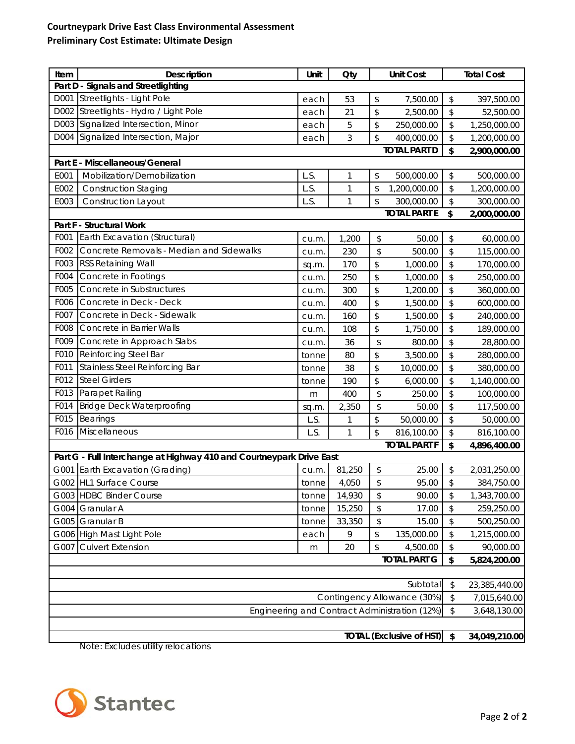**Courtneypark Drive East Class Environmental Assessment**
**Preliminary Cost Estimate: Ultimate Design**

| Item | Description | Unit | Qty | Unit Cost | Total Cost |
|---|---|---|---|---|---|
| **Part D - Signals and Streetlighting** | | | | | |
| D001 | Streetlights - Light Pole | each | 53 | $ 7,500.00 | $ 397,500.00 |
| D002 | Streetlights - Hydro / Light Pole | each | 21 | $ 2,500.00 | $ 52,500.00 |
| D003 | Signalized Intersection, Minor | each | 5 | $ 250,000.00 | $ 1,250,000.00 |
| D004 | Signalized Intersection, Major | each | 3 | $ 400,000.00 | $ 1,200,000.00 |
| | | | | **TOTAL PART D** | **$ 2,900,000.00** |
| **Part E - Miscellaneous/General** | | | | | |
| E001 | Mobilization/Demobilization | L.S. | 1 | $ 500,000.00 | $ 500,000.00 |
| E002 | Construction Staging | L.S. | 1 | $ 1,200,000.00 | $ 1,200,000.00 |
| E003 | Construction Layout | L.S. | 1 | $ 300,000.00 | $ 300,000.00 |
| | | | | **TOTAL PART E** | **$ 2,000,000.00** |
| **Part F - Structural Work** | | | | | |
| F001 | Earth Excavation (Structural) | cu.m. | 1,200 | $ 50.00 | $ 60,000.00 |
| F002 | Concrete Removals - Median and Sidewalks | cu.m. | 230 | $ 500.00 | $ 115,000.00 |
| F003 | RSS Retaining Wall | sq.m. | 170 | $ 1,000.00 | $ 170,000.00 |
| F004 | Concrete in Footings | cu.m. | 250 | $ 1,000.00 | $ 250,000.00 |
| F005 | Concrete in Substructures | cu.m. | 300 | $ 1,200.00 | $ 360,000.00 |
| F006 | Concrete in Deck - Deck | cu.m. | 400 | $ 1,500.00 | $ 600,000.00 |
| F007 | Concrete in Deck - Sidewalk | cu.m. | 160 | $ 1,500.00 | $ 240,000.00 |
| F008 | Concrete in Barrier Walls | cu.m. | 108 | $ 1,750.00 | $ 189,000.00 |
| F009 | Concrete in Approach Slabs | cu.m. | 36 | $ 800.00 | $ 28,800.00 |
| F010 | Reinforcing Steel Bar | tonne | 80 | $ 3,500.00 | $ 280,000.00 |
| F011 | Stainless Steel Reinforcing Bar | tonne | 38 | $ 10,000.00 | $ 380,000.00 |
| F012 | Steel Girders | tonne | 190 | $ 6,000.00 | $ 1,140,000.00 |
| F013 | Parapet Railing | m | 400 | $ 250.00 | $ 100,000.00 |
| F014 | Bridge Deck Waterproofing | sq.m. | 2,350 | $ 50.00 | $ 117,500.00 |
| F015 | Bearings | L.S. | 1 | $ 50,000.00 | $ 50,000.00 |
| F016 | Miscellaneous | L.S. | 1 | $ 816,100.00 | $ 816,100.00 |
| | | | | **TOTAL PART F** | **$ 4,896,400.00** |
| **Part G - Full Interchange at Highway 410 and Courtneypark Drive East** | | | | | |
| G001 | Earth Excavation (Grading) | cu.m. | 81,250 | $ 25.00 | $ 2,031,250.00 |
| G002 | HL1 Surface Course | tonne | 4,050 | $ 95.00 | $ 384,750.00 |
| G003 | HDBC Binder Course | tonne | 14,930 | $ 90.00 | $ 1,343,700.00 |
| G004 | Granular A | tonne | 15,250 | $ 17.00 | $ 259,250.00 |
| G005 | Granular B | tonne | 33,350 | $ 15.00 | $ 500,250.00 |
| G006 | High Mast Light Pole | each | 9 | $ 135,000.00 | $ 1,215,000.00 |
| G007 | Culvert Extension | m | 20 | $ 4,500.00 | $ 90,000.00 |
| | | | | **TOTAL PART G** | **$ 5,824,200.00** |
| | | | | | |
| | | | | Subtotal | $ 23,385,440.00 |
| | | | | Contingency Allowance (30%) | $ 7,015,640.00 |
| | | | | Engineering and Contract Administration (12%) | $ 3,648,130.00 |
| | | | | | |
| | | | | **TOTAL (Exclusive of HST)** | **$ 34,049,210.00** |

Note: Excludes utility relocations